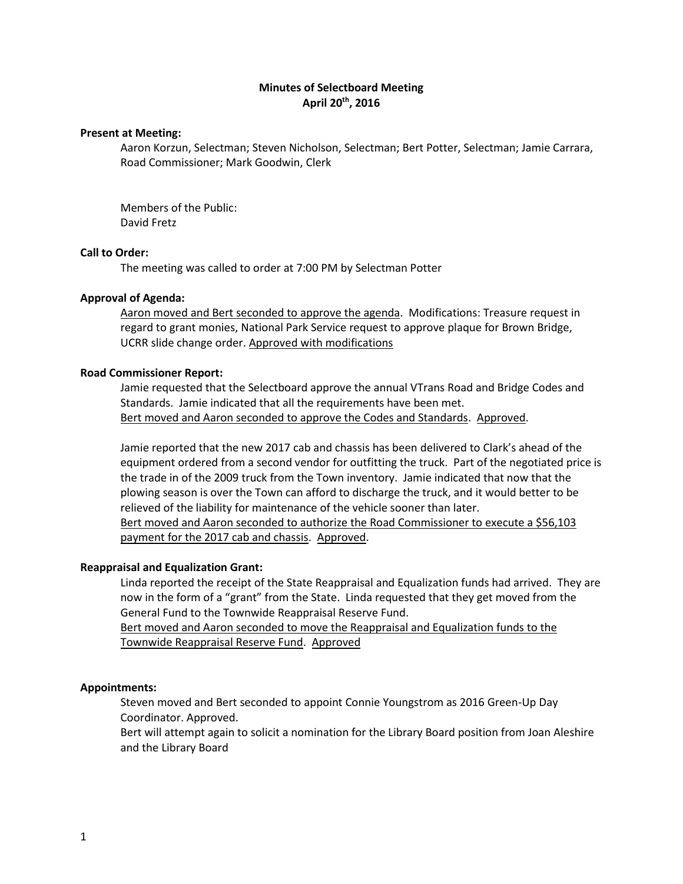# Minutes of Selectboard Meeting
## April 20th, 2016

**Present at Meeting:**

Aaron Korzun, Selectman; Steven Nicholson, Selectman; Bert Potter, Selectman; Jamie Carrara, Road Commissioner; Mark Goodwin, Clerk

Members of the Public:
David Fretz

**Call to Order:**

The meeting was called to order at 7:00 PM by Selectman Potter

**Approval of Agenda:**

Aaron moved and Bert seconded to approve the agenda. Modifications: Treasure request in regard to grant monies, National Park Service request to approve plaque for Brown Bridge, UCRR slide change order. Approved with modifications

**Road Commissioner Report:**

Jamie requested that the Selectboard approve the annual VTrans Road and Bridge Codes and Standards. Jamie indicated that all the requirements have been met.
Bert moved and Aaron seconded to approve the Codes and Standards. Approved.

Jamie reported that the new 2017 cab and chassis has been delivered to Clark's ahead of the equipment ordered from a second vendor for outfitting the truck. Part of the negotiated price is the trade in of the 2009 truck from the Town inventory. Jamie indicated that now that the plowing season is over the Town can afford to discharge the truck, and it would better to be relieved of the liability for maintenance of the vehicle sooner than later.
Bert moved and Aaron seconded to authorize the Road Commissioner to execute a $56,103 payment for the 2017 cab and chassis. Approved.

**Reappraisal and Equalization Grant:**

Linda reported the receipt of the State Reappraisal and Equalization funds had arrived. They are now in the form of a "grant" from the State. Linda requested that they get moved from the General Fund to the Townwide Reappraisal Reserve Fund.
Bert moved and Aaron seconded to move the Reappraisal and Equalization funds to the Townwide Reappraisal Reserve Fund. Approved

**Appointments:**

Steven moved and Bert seconded to appoint Connie Youngstrom as 2016 Green-Up Day Coordinator. Approved.
Bert will attempt again to solicit a nomination for the Library Board position from Joan Aleshire and the Library Board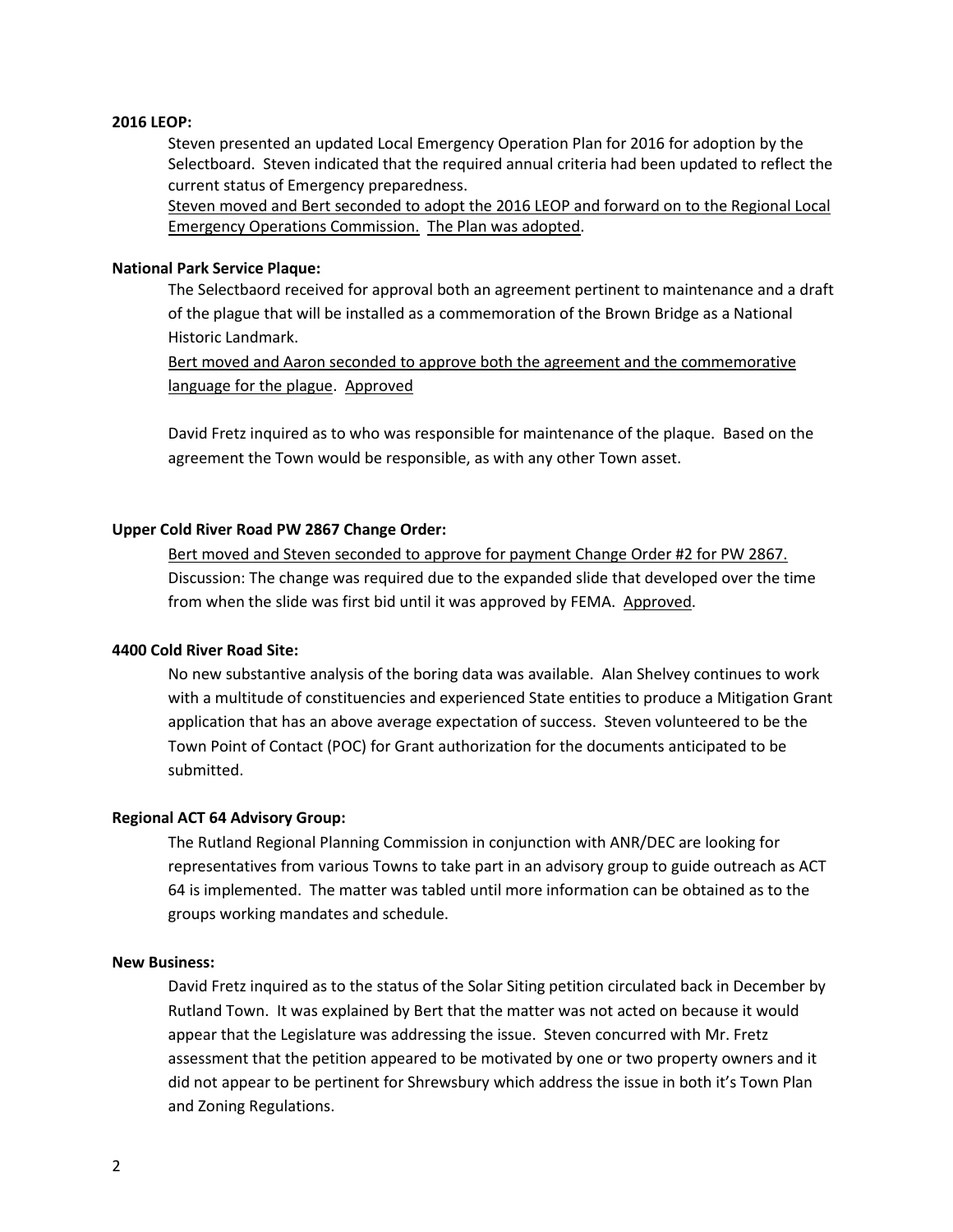**2016 LEOP:**

Steven presented an updated Local Emergency Operation Plan for 2016 for adoption by the Selectboard. Steven indicated that the required annual criteria had been updated to reflect the current status of Emergency preparedness.
<u>Steven moved and Bert seconded to adopt the 2016 LEOP and forward on to the Regional Local Emergency Operations Commission.</u> <u>The Plan was adopted</u>.

**National Park Service Plaque:**

The Selectbaord received for approval both an agreement pertinent to maintenance and a draft of the plague that will be installed as a commemoration of the Brown Bridge as a National Historic Landmark.
<u>Bert moved and Aaron seconded to approve both the agreement and the commemorative language for the plague</u>. <u>Approved</u>

David Fretz inquired as to who was responsible for maintenance of the plaque. Based on the agreement the Town would be responsible, as with any other Town asset.

**Upper Cold River Road PW 2867 Change Order:**

<u>Bert moved and Steven seconded to approve for payment Change Order #2 for PW 2867.</u>
Discussion: The change was required due to the expanded slide that developed over the time from when the slide was first bid until it was approved by FEMA. <u>Approved</u>.

**4400 Cold River Road Site:**

No new substantive analysis of the boring data was available. Alan Shelvey continues to work with a multitude of constituencies and experienced State entities to produce a Mitigation Grant application that has an above average expectation of success. Steven volunteered to be the Town Point of Contact (POC) for Grant authorization for the documents anticipated to be submitted.

**Regional ACT 64 Advisory Group:**

The Rutland Regional Planning Commission in conjunction with ANR/DEC are looking for representatives from various Towns to take part in an advisory group to guide outreach as ACT 64 is implemented. The matter was tabled until more information can be obtained as to the groups working mandates and schedule.

**New Business:**

David Fretz inquired as to the status of the Solar Siting petition circulated back in December by Rutland Town. It was explained by Bert that the matter was not acted on because it would appear that the Legislature was addressing the issue. Steven concurred with Mr. Fretz assessment that the petition appeared to be motivated by one or two property owners and it did not appear to be pertinent for Shrewsbury which address the issue in both it's Town Plan and Zoning Regulations.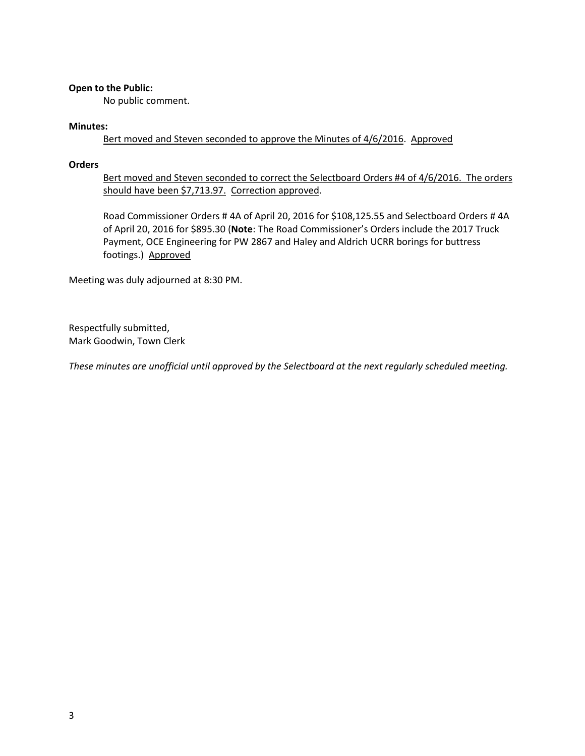**Open to the Public:**

No public comment.

**Minutes:**

<u>Bert moved and Steven seconded to approve the Minutes of 4/6/2016</u>. <u>Approved</u>

**Orders**

<u>Bert moved and Steven seconded to correct the Selectboard Orders #4 of 4/6/2016. The orders should have been $7,713.97. Correction approved</u>.

Road Commissioner Orders # 4A of April 20, 2016 for $108,125.55 and Selectboard Orders # 4A of April 20, 2016 for $895.30 (**Note**: The Road Commissioner's Orders include the 2017 Truck Payment, OCE Engineering for PW 2867 and Haley and Aldrich UCRR borings for buttress footings.) <u>Approved</u>

Meeting was duly adjourned at 8:30 PM.

Respectfully submitted,
Mark Goodwin, Town Clerk

*These minutes are unofficial until approved by the Selectboard at the next regularly scheduled meeting.*